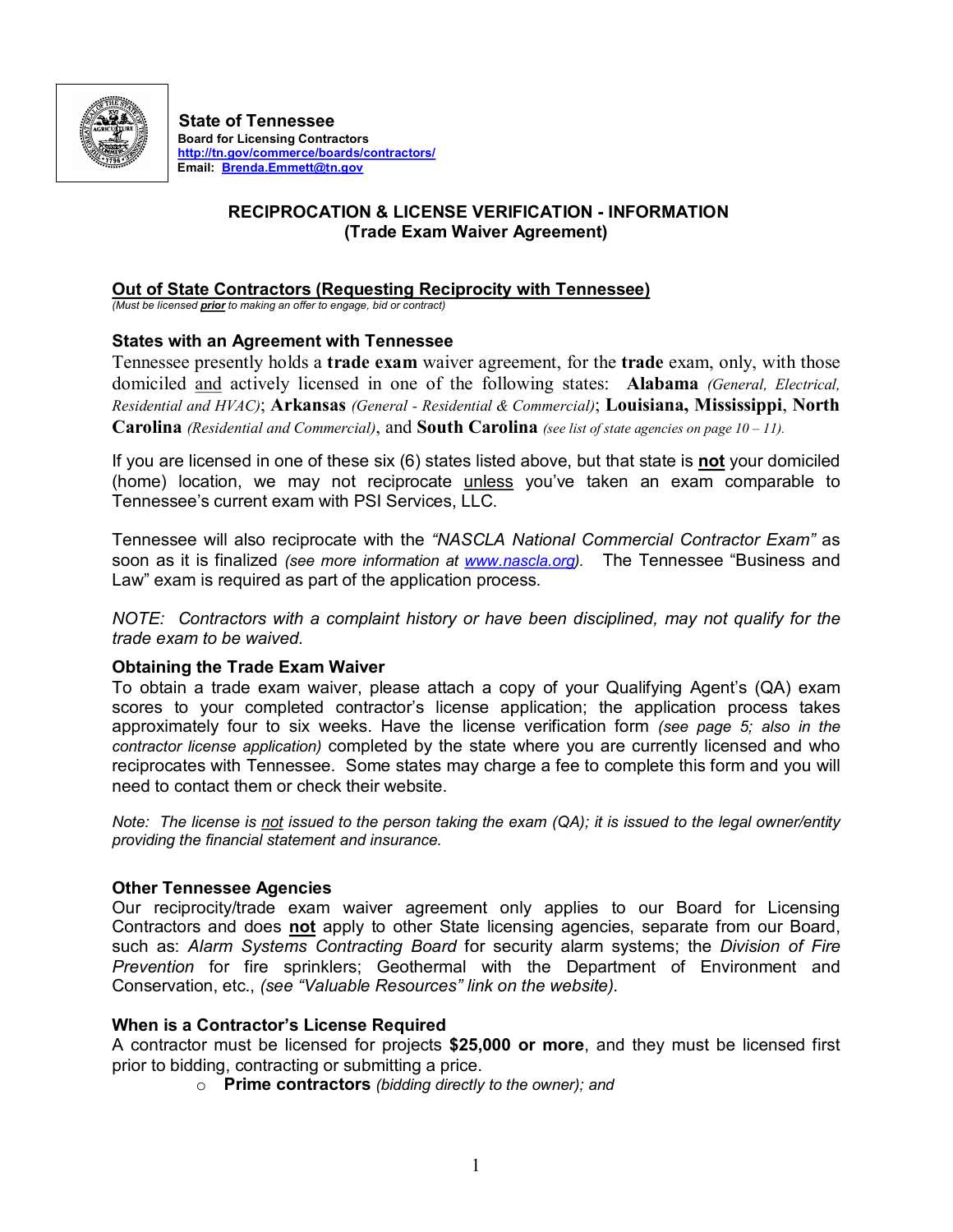**State of Tennessee**
**Board for Licensing Contractors**
**http://tn.gov/commerce/boards/contractors/**
**Email: Brenda.Emmett@tn.gov**

# RECIPROCATION & LICENSE VERIFICATION - INFORMATION (Trade Exam Waiver Agreement)

## Out of State Contractors (Requesting Reciprocity with Tennessee)

*(Must be licensed **prior** to making an offer to engage, bid or contract)*

### States with an Agreement with Tennessee

Tennessee presently holds a **trade exam** waiver agreement, for the **trade** exam, only, with those domiciled and actively licensed in one of the following states: **Alabama** *(General, Electrical, Residential and HVAC)*; **Arkansas** *(General - Residential & Commercial)*; **Louisiana, Mississippi**, **North Carolina** *(Residential and Commercial)*, and **South Carolina** *(see list of state agencies on page 10 – 11).*

If you are licensed in one of these six (6) states listed above, but that state is **not** your domiciled (home) location, we may not reciprocate unless you've taken an exam comparable to Tennessee's current exam with PSI Services, LLC.

Tennessee will also reciprocate with the *"NASCLA National Commercial Contractor Exam"* as soon as it is finalized *(see more information at www.nascla.org)*. The Tennessee "Business and Law" exam is required as part of the application process.

*NOTE: Contractors with a complaint history or have been disciplined, may not qualify for the trade exam to be waived.*

### Obtaining the Trade Exam Waiver

To obtain a trade exam waiver, please attach a copy of your Qualifying Agent's (QA) exam scores to your completed contractor's license application; the application process takes approximately four to six weeks. Have the license verification form *(see page 5; also in the contractor license application)* completed by the state where you are currently licensed and who reciprocates with Tennessee. Some states may charge a fee to complete this form and you will need to contact them or check their website.

*Note: The license is not issued to the person taking the exam (QA); it is issued to the legal owner/entity providing the financial statement and insurance.*

### Other Tennessee Agencies

Our reciprocity/trade exam waiver agreement only applies to our Board for Licensing Contractors and does **not** apply to other State licensing agencies, separate from our Board, such as: *Alarm Systems Contracting Board* for security alarm systems; the *Division of Fire Prevention* for fire sprinklers; Geothermal with the Department of Environment and Conservation, etc., *(see "Valuable Resources" link on the website).*

### When is a Contractor's License Required

A contractor must be licensed for projects **$25,000 or more**, and they must be licensed first prior to bidding, contracting or submitting a price.

- **Prime contractors** *(bidding directly to the owner); and*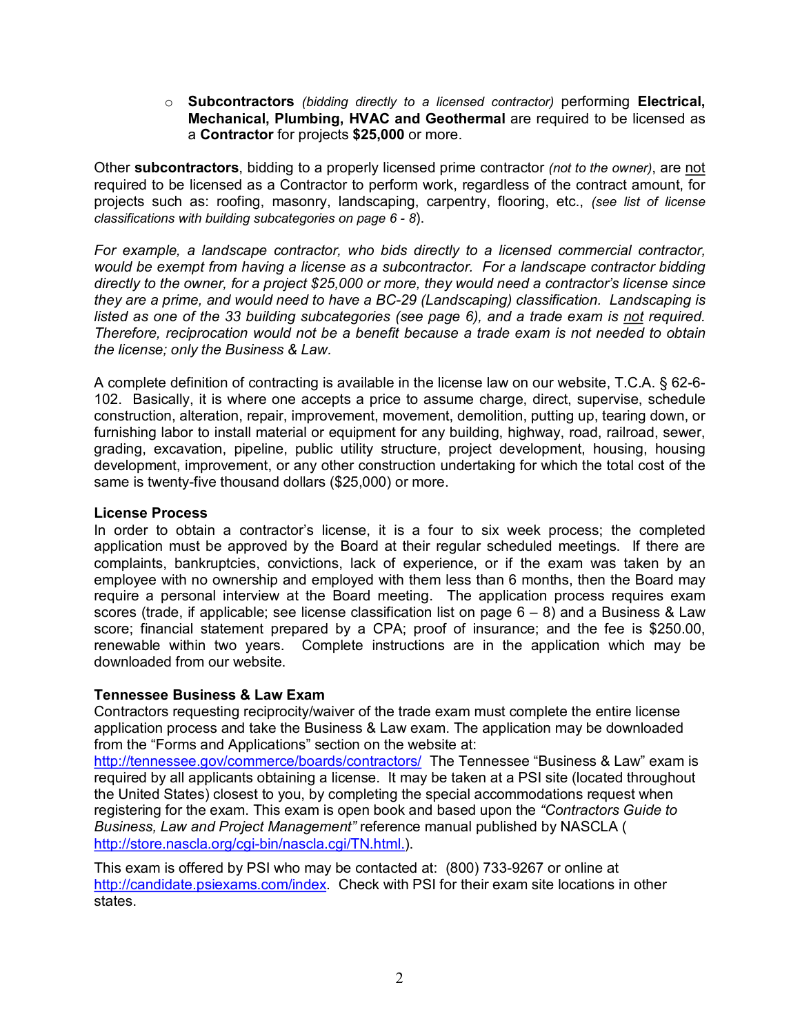- **Subcontractors** *(bidding directly to a licensed contractor)* performing **Electrical, Mechanical, Plumbing, HVAC and Geothermal** are required to be licensed as a **Contractor** for projects **$25,000** or more.

Other **subcontractors**, bidding to a properly licensed prime contractor *(not to the owner)*, are not required to be licensed as a Contractor to perform work, regardless of the contract amount, for projects such as: roofing, masonry, landscaping, carpentry, flooring, etc., *(see list of license classifications with building subcategories on page 6 - 8)*.

*For example, a landscape contractor, who bids directly to a licensed commercial contractor, would be exempt from having a license as a subcontractor. For a landscape contractor bidding directly to the owner, for a project $25,000 or more, they would need a contractor's license since they are a prime, and would need to have a BC-29 (Landscaping) classification. Landscaping is listed as one of the 33 building subcategories (see page 6), and a trade exam is not required. Therefore, reciprocation would not be a benefit because a trade exam is not needed to obtain the license; only the Business & Law.*

A complete definition of contracting is available in the license law on our website, T.C.A. § 62-6-102. Basically, it is where one accepts a price to assume charge, direct, supervise, schedule construction, alteration, repair, improvement, movement, demolition, putting up, tearing down, or furnishing labor to install material or equipment for any building, highway, road, railroad, sewer, grading, excavation, pipeline, public utility structure, project development, housing, housing development, improvement, or any other construction undertaking for which the total cost of the same is twenty-five thousand dollars ($25,000) or more.

**License Process**

In order to obtain a contractor's license, it is a four to six week process; the completed application must be approved by the Board at their regular scheduled meetings. If there are complaints, bankruptcies, convictions, lack of experience, or if the exam was taken by an employee with no ownership and employed with them less than 6 months, then the Board may require a personal interview at the Board meeting. The application process requires exam scores (trade, if applicable; see license classification list on page 6 – 8) and a Business & Law score; financial statement prepared by a CPA; proof of insurance; and the fee is $250.00, renewable within two years. Complete instructions are in the application which may be downloaded from our website.

**Tennessee Business & Law Exam**

Contractors requesting reciprocity/waiver of the trade exam must complete the entire license application process and take the Business & Law exam. The application may be downloaded from the "Forms and Applications" section on the website at: http://tennessee.gov/commerce/boards/contractors/ The Tennessee "Business & Law" exam is required by all applicants obtaining a license. It may be taken at a PSI site (located throughout the United States) closest to you, by completing the special accommodations request when registering for the exam. This exam is open book and based upon the *"Contractors Guide to Business, Law and Project Management"* reference manual published by NASCLA ( http://store.nascla.org/cgi-bin/nascla.cgi/TN.html.).

This exam is offered by PSI who may be contacted at: (800) 733-9267 or online at http://candidate.psiexams.com/index. Check with PSI for their exam site locations in other states.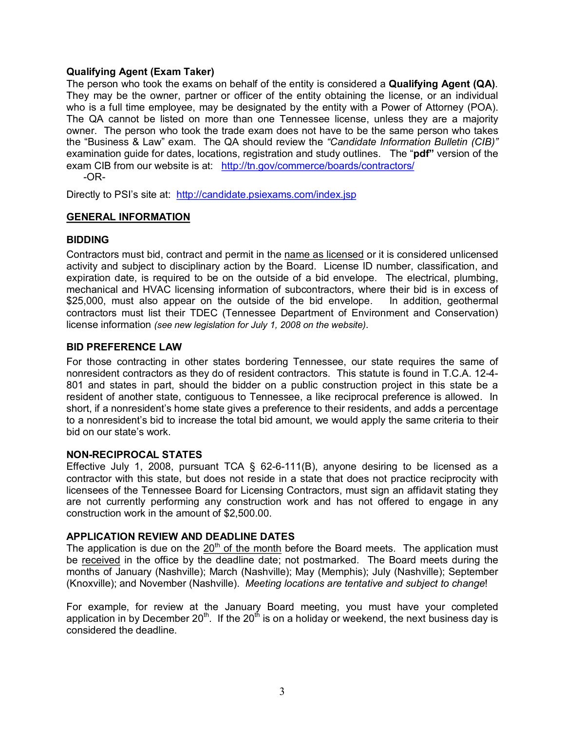**Qualifying Agent (Exam Taker)**
The person who took the exams on behalf of the entity is considered a **Qualifying Agent (QA)**. They may be the owner, partner or officer of the entity obtaining the license, or an individual who is a full time employee, may be designated by the entity with a Power of Attorney (POA). The QA cannot be listed on more than one Tennessee license, unless they are a majority owner. The person who took the trade exam does not have to be the same person who takes the "Business & Law" exam. The QA should review the *"Candidate Information Bulletin (CIB)"* examination guide for dates, locations, registration and study outlines. The "**pdf"** version of the exam CIB from our website is at: [http://tn.gov/commerce/boards/contractors/](http://tn.gov/commerce/boards/contractors/)
-OR-

Directly to PSI's site at: [http://candidate.psiexams.com/index.jsp](http://candidate.psiexams.com/index.jsp)

## GENERAL INFORMATION

### BIDDING

Contractors must bid, contract and permit in the name as licensed or it is considered unlicensed activity and subject to disciplinary action by the Board. License ID number, classification, and expiration date, is required to be on the outside of a bid envelope. The electrical, plumbing, mechanical and HVAC licensing information of subcontractors, where their bid is in excess of $25,000, must also appear on the outside of the bid envelope. In addition, geothermal contractors must list their TDEC (Tennessee Department of Environment and Conservation) license information *(see new legislation for July 1, 2008 on the website)*.

### BID PREFERENCE LAW

For those contracting in other states bordering Tennessee, our state requires the same of nonresident contractors as they do of resident contractors. This statute is found in T.C.A. 12-4-801 and states in part, should the bidder on a public construction project in this state be a resident of another state, contiguous to Tennessee, a like reciprocal preference is allowed. In short, if a nonresident's home state gives a preference to their residents, and adds a percentage to a nonresident's bid to increase the total bid amount, we would apply the same criteria to their bid on our state's work.

### NON-RECIPROCAL STATES

Effective July 1, 2008, pursuant TCA § 62-6-111(B), anyone desiring to be licensed as a contractor with this state, but does not reside in a state that does not practice reciprocity with licensees of the Tennessee Board for Licensing Contractors, must sign an affidavit stating they are not currently performing any construction work and has not offered to engage in any construction work in the amount of $2,500.00.

### APPLICATION REVIEW AND DEADLINE DATES

The application is due on the 20th of the month before the Board meets. The application must be received in the office by the deadline date; not postmarked. The Board meets during the months of January (Nashville); March (Nashville); May (Memphis); July (Nashville); September (Knoxville); and November (Nashville). *Meeting locations are tentative and subject to change*!

For example, for review at the January Board meeting, you must have your completed application in by December 20th. If the 20th is on a holiday or weekend, the next business day is considered the deadline.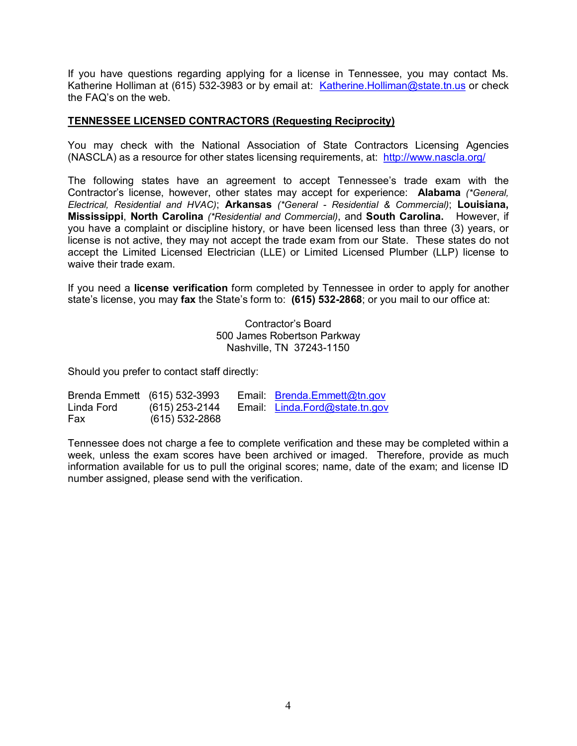If you have questions regarding applying for a license in Tennessee, you may contact Ms. Katherine Holliman at (615) 532-3983 or by email at: Katherine.Holliman@state.tn.us or check the FAQ's on the web.

## TENNESSEE LICENSED CONTRACTORS (Requesting Reciprocity)

You may check with the National Association of State Contractors Licensing Agencies (NASCLA) as a resource for other states licensing requirements, at: http://www.nascla.org/

The following states have an agreement to accept Tennessee's trade exam with the Contractor's license, however, other states may accept for experience: **Alabama** *(*General, Electrical, Residential and HVAC)*; **Arkansas** *(*General - Residential & Commercial)*; **Louisiana, Mississippi**, **North Carolina** *(*Residential and Commercial)*, and **South Carolina.** However, if you have a complaint or discipline history, or have been licensed less than three (3) years, or license is not active, they may not accept the trade exam from our State. These states do not accept the Limited Licensed Electrician (LLE) or Limited Licensed Plumber (LLP) license to waive their trade exam.

If you need a **license verification** form completed by Tennessee in order to apply for another state's license, you may **fax** the State's form to: **(615) 532-2868**; or you mail to our office at:

Contractor's Board
500 James Robertson Parkway
Nashville, TN 37243-1150

Should you prefer to contact staff directly:

| | | | |
|---|---|---|---|
| Brenda Emmett | (615) 532-3993 | Email: | Brenda.Emmett@tn.gov |
| Linda Ford | (615) 253-2144 | Email: | Linda.Ford@state.tn.gov |
| Fax | (615) 532-2868 | | |

Tennessee does not charge a fee to complete verification and these may be completed within a week, unless the exam scores have been archived or imaged. Therefore, provide as much information available for us to pull the original scores; name, date of the exam; and license ID number assigned, please send with the verification.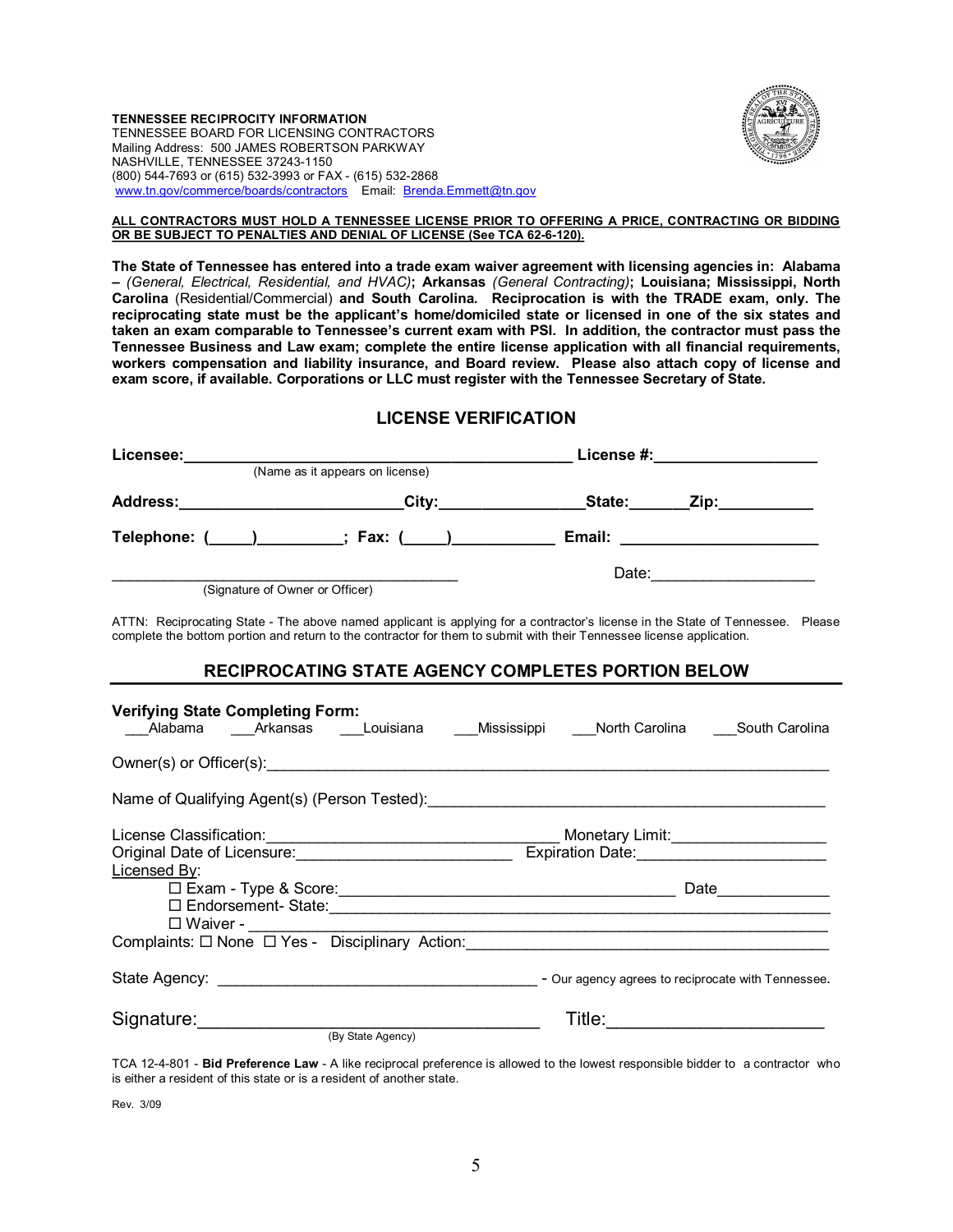**TENNESSEE RECIPROCITY INFORMATION**
TENNESSEE BOARD FOR LICENSING CONTRACTORS
Mailing Address: 500 JAMES ROBERTSON PARKWAY
NASHVILLE, TENNESSEE 37243-1150
(800) 544-7693 or (615) 532-3993 or FAX - (615) 532-2868
www.tn.gov/commerce/boards/contractors Email: Brenda.Emmett@tn.gov

**ALL CONTRACTORS MUST HOLD A TENNESSEE LICENSE PRIOR TO OFFERING A PRICE, CONTRACTING OR BIDDING OR BE SUBJECT TO PENALTIES AND DENIAL OF LICENSE (See TCA 62-6-120).**

**The State of Tennessee has entered into a trade exam waiver agreement with licensing agencies in: Alabama –** ***(General, Electrical, Residential, and HVAC)*****; Arkansas** *(General Contracting)*; **Louisiana; Mississippi, North Carolina** (Residential/Commercial) **and South Carolina. Reciprocation is with the TRADE exam, only. The reciprocating state must be the applicant's home/domiciled state or licensed in one of the six states and taken an exam comparable to Tennessee's current exam with PSI. In addition, the contractor must pass the Tennessee Business and Law exam; complete the entire license application with all financial requirements, workers compensation and liability insurance, and Board review. Please also attach copy of license and exam score, if available. Corporations or LLC must register with the Tennessee Secretary of State.**

## LICENSE VERIFICATION

**Licensee:**______________________________________________ **License #:**___________________
(Name as it appears on license)

**Address:**_________________________**City:**________________**State:**______**Zip:**__________

**Telephone: (_____)__________; Fax: (_____)____________ Email:** ______________________

_________________________________________ Date:___________________
(Signature of Owner or Officer)

ATTN: Reciprocating State - The above named applicant is applying for a contractor's license in the State of Tennessee. Please complete the bottom portion and return to the contractor for them to submit with their Tennessee license application.

## RECIPROCATING STATE AGENCY COMPLETES PORTION BELOW

**Verifying State Completing Form:**
___Alabama ___Arkansas ___Louisiana ___Mississippi ___North Carolina ___South Carolina

Owner(s) or Officer(s):_______________________________________________________________

Name of Qualifying Agent(s) (Person Tested):____________________________________________

License Classification:________________________________ Monetary Limit:_________________
Original Date of Licensure:________________________ Expiration Date:_____________________
Licensed By:
☐ Exam - Type & Score:_______________________________________ Date_____________
☐ Endorsement- State:__________________________________________________________
☐ Waiver - ________________________________________________________________
Complaints: ☐ None ☐ Yes - Disciplinary Action:_________________________________________

State Agency: ______________________________________ - Our agency agrees to reciprocate with Tennessee.

Signature:_________________________________ Title:______________________
(By State Agency)

TCA 12-4-801 - **Bid Preference Law** - A like reciprocal preference is allowed to the lowest responsible bidder to a contractor who is either a resident of this state or is a resident of another state.

Rev. 3/09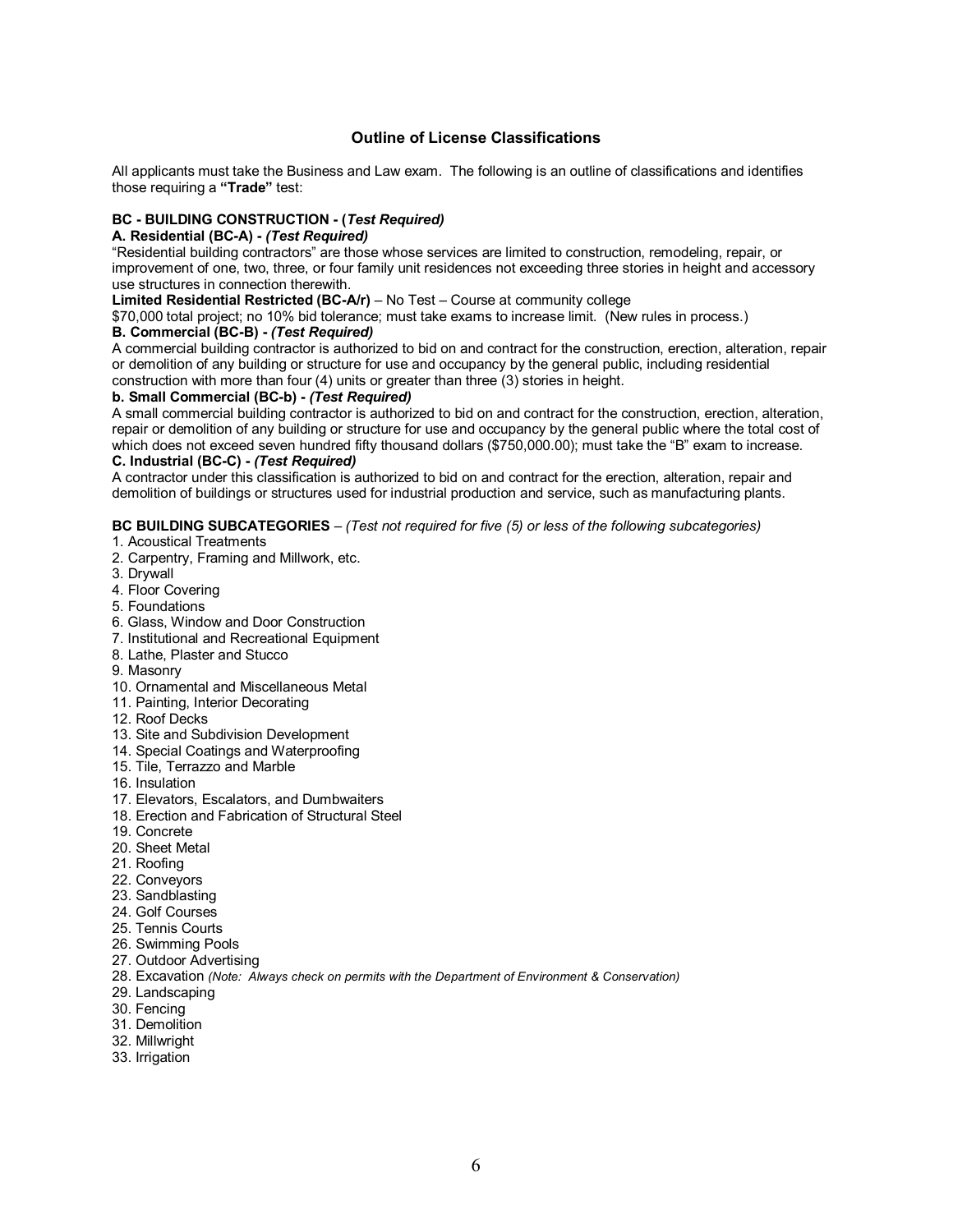## Outline of License Classifications

All applicants must take the Business and Law exam. The following is an outline of classifications and identifies those requiring a **"Trade"** test:

**BC - BUILDING CONSTRUCTION - (*Test Required)***

**A. Residential (BC-A) - *(Test Required)***

"Residential building contractors" are those whose services are limited to construction, remodeling, repair, or improvement of one, two, three, or four family unit residences not exceeding three stories in height and accessory use structures in connection therewith.

**Limited Residential Restricted (BC-A/r)** – No Test – Course at community college

$70,000 total project; no 10% bid tolerance; must take exams to increase limit. (New rules in process.)

**B. Commercial (BC-B) - *(Test Required)***

A commercial building contractor is authorized to bid on and contract for the construction, erection, alteration, repair or demolition of any building or structure for use and occupancy by the general public, including residential construction with more than four (4) units or greater than three (3) stories in height.

**b. Small Commercial (BC-b) - *(Test Required)***

A small commercial building contractor is authorized to bid on and contract for the construction, erection, alteration, repair or demolition of any building or structure for use and occupancy by the general public where the total cost of which does not exceed seven hundred fifty thousand dollars ($750,000.00); must take the "B" exam to increase.

**C. Industrial (BC-C) - *(Test Required)***

A contractor under this classification is authorized to bid on and contract for the erection, alteration, repair and demolition of buildings or structures used for industrial production and service, such as manufacturing plants.

**BC BUILDING SUBCATEGORIES** – *(Test not required for five (5) or less of the following subcategories)*

1. Acoustical Treatments
2. Carpentry, Framing and Millwork, etc.
3. Drywall
4. Floor Covering
5. Foundations
6. Glass, Window and Door Construction
7. Institutional and Recreational Equipment
8. Lathe, Plaster and Stucco
9. Masonry
10. Ornamental and Miscellaneous Metal
11. Painting, Interior Decorating
12. Roof Decks
13. Site and Subdivision Development
14. Special Coatings and Waterproofing
15. Tile, Terrazzo and Marble
16. Insulation
17. Elevators, Escalators, and Dumbwaiters
18. Erection and Fabrication of Structural Steel
19. Concrete
20. Sheet Metal
21. Roofing
22. Conveyors
23. Sandblasting
24. Golf Courses
25. Tennis Courts
26. Swimming Pools
27. Outdoor Advertising
28. Excavation *(Note: Always check on permits with the Department of Environment & Conservation)*
29. Landscaping
30. Fencing
31. Demolition
32. Millwright
33. Irrigation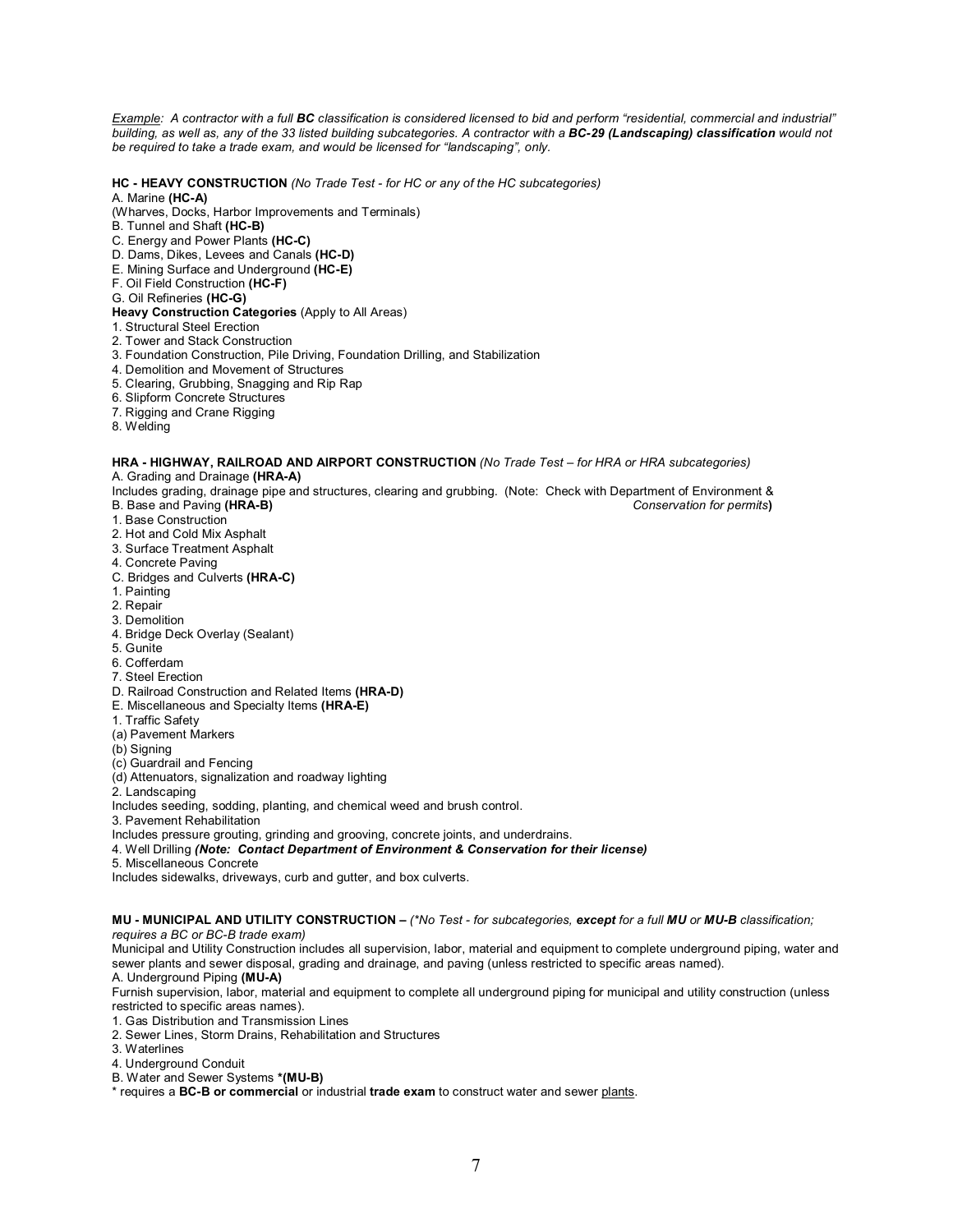*Example: A contractor with a full **BC** classification is considered licensed to bid and perform "residential, commercial and industrial" building, as well as, any of the 33 listed building subcategories. A contractor with a **BC-29 (Landscaping) classification** would not be required to take a trade exam, and would be licensed for "landscaping", only.*

**HC - HEAVY CONSTRUCTION** *(No Trade Test - for HC or any of the HC subcategories)*

A. Marine **(HC-A)**
(Wharves, Docks, Harbor Improvements and Terminals)
B. Tunnel and Shaft **(HC-B)**
C. Energy and Power Plants **(HC-C)**
D. Dams, Dikes, Levees and Canals **(HC-D)**
E. Mining Surface and Underground **(HC-E)**
F. Oil Field Construction **(HC-F)**
G. Oil Refineries **(HC-G)**

**Heavy Construction Categories** (Apply to All Areas)

1. Structural Steel Erection
2. Tower and Stack Construction
3. Foundation Construction, Pile Driving, Foundation Drilling, and Stabilization
4. Demolition and Movement of Structures
5. Clearing, Grubbing, Snagging and Rip Rap
6. Slipform Concrete Structures
7. Rigging and Crane Rigging
8. Welding

**HRA - HIGHWAY, RAILROAD AND AIRPORT CONSTRUCTION** *(No Trade Test – for HRA or HRA subcategories)*

A. Grading and Drainage **(HRA-A)**
Includes grading, drainage pipe and structures, clearing and grubbing. (Note: Check with Department of Environment & *Conservation for permits***)**

B. Base and Paving **(HRA-B)**
1. Base Construction
2. Hot and Cold Mix Asphalt
3. Surface Treatment Asphalt
4. Concrete Paving

C. Bridges and Culverts **(HRA-C)**
1. Painting
2. Repair
3. Demolition
4. Bridge Deck Overlay (Sealant)
5. Gunite
6. Cofferdam
7. Steel Erection

D. Railroad Construction and Related Items **(HRA-D)**

E. Miscellaneous and Specialty Items **(HRA-E)**
1. Traffic Safety
(a) Pavement Markers
(b) Signing
(c) Guardrail and Fencing
(d) Attenuators, signalization and roadway lighting
2. Landscaping
Includes seeding, sodding, planting, and chemical weed and brush control.
3. Pavement Rehabilitation
Includes pressure grouting, grinding and grooving, concrete joints, and underdrains.
4. Well Drilling ***(Note: Contact Department of Environment & Conservation for their license)***
5. Miscellaneous Concrete
Includes sidewalks, driveways, curb and gutter, and box culverts.

**MU - MUNICIPAL AND UTILITY CONSTRUCTION** – *(*No Test - for subcategories, **except** for a full **MU** or **MU-B** classification; requires a BC or BC-B trade exam)*

Municipal and Utility Construction includes all supervision, labor, material and equipment to complete underground piping, water and sewer plants and sewer disposal, grading and drainage, and paving (unless restricted to specific areas named).

A. Underground Piping **(MU-A)**
Furnish supervision, labor, material and equipment to complete all underground piping for municipal and utility construction (unless restricted to specific areas names).
1. Gas Distribution and Transmission Lines
2. Sewer Lines, Storm Drains, Rehabilitation and Structures
3. Waterlines
4. Underground Conduit

B. Water and Sewer Systems ***(MU-B)**
* requires a **BC-B or commercial** or industrial **trade exam** to construct water and sewer plants.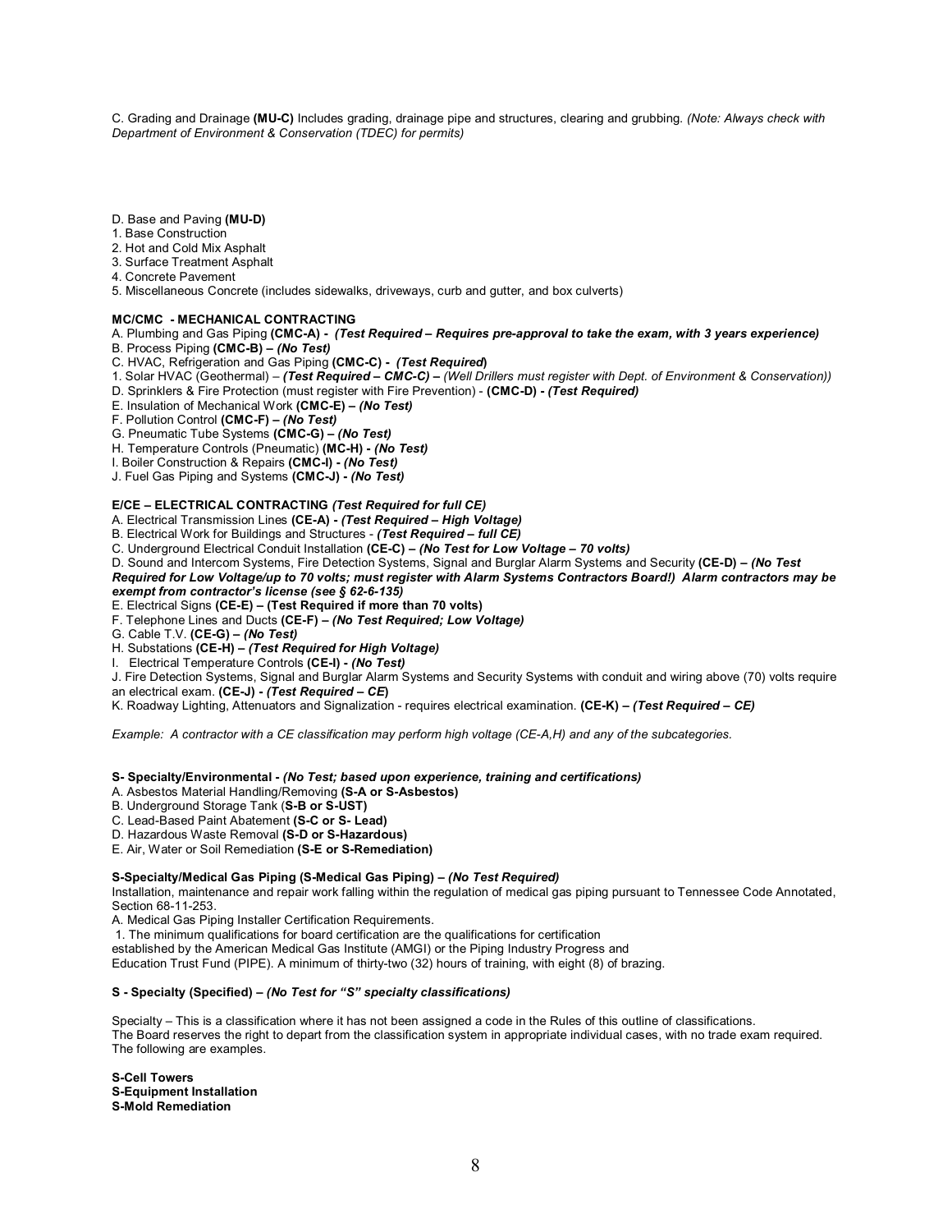C. Grading and Drainage **(MU-C)** Includes grading, drainage pipe and structures, clearing and grubbing. *(Note: Always check with Department of Environment & Conservation (TDEC) for permits)*

D. Base and Paving **(MU-D)**
1. Base Construction
2. Hot and Cold Mix Asphalt
3. Surface Treatment Asphalt
4. Concrete Pavement
5. Miscellaneous Concrete (includes sidewalks, driveways, curb and gutter, and box culverts)

**MC/CMC - MECHANICAL CONTRACTING**

A. Plumbing and Gas Piping **(CMC-A) -** ***(Test Required – Requires pre-approval to take the exam, with 3 years experience)***
B. Process Piping **(CMC-B) –** ***(No Test)***
C. HVAC, Refrigeration and Gas Piping **(CMC-C) -** ***(Test Required)***
1. Solar HVAC (Geothermal) – ***(Test Required – CMC-C) –*** *(Well Drillers must register with Dept. of Environment & Conservation))*
D. Sprinklers & Fire Protection (must register with Fire Prevention) - **(CMC-D) -** ***(Test Required)***
E. Insulation of Mechanical Work **(CMC-E) –** ***(No Test)***
F. Pollution Control **(CMC-F) –** ***(No Test)***
G. Pneumatic Tube Systems **(CMC-G) –** ***(No Test)***
H. Temperature Controls (Pneumatic) **(MC-H) -** ***(No Test)***
I. Boiler Construction & Repairs **(CMC-I) -** ***(No Test)***
J. Fuel Gas Piping and Systems **(CMC-J) -** ***(No Test)***

**E/CE – ELECTRICAL CONTRACTING** ***(Test Required for full CE)***

A. Electrical Transmission Lines **(CE-A) -** ***(Test Required – High Voltage)***
B. Electrical Work for Buildings and Structures - ***(Test Required – full CE)***
C. Underground Electrical Conduit Installation **(CE-C) –** ***(No Test for Low Voltage – 70 volts)***
D. Sound and Intercom Systems, Fire Detection Systems, Signal and Burglar Alarm Systems and Security **(CE-D) –** ***(No Test Required for Low Voltage/up to 70 volts; must register with Alarm Systems Contractors Board!) Alarm contractors may be exempt from contractor's license (see § 62-6-135)***
E. Electrical Signs **(CE-E) – (Test Required if more than 70 volts)**
F. Telephone Lines and Ducts **(CE-F) –** ***(No Test Required; Low Voltage)***
G. Cable T.V. **(CE-G) –** ***(No Test)***
H. Substations **(CE-H) –** ***(Test Required for High Voltage)***
I. Electrical Temperature Controls **(CE-I) -** ***(No Test)***
J. Fire Detection Systems, Signal and Burglar Alarm Systems and Security Systems with conduit and wiring above (70) volts require an electrical exam. **(CE-J) -** ***(Test Required – CE)***
K. Roadway Lighting, Attenuators and Signalization - requires electrical examination. **(CE-K) –** ***(Test Required – CE)***

*Example: A contractor with a CE classification may perform high voltage (CE-A,H) and any of the subcategories.*

**S- Specialty/Environmental -** ***(No Test; based upon experience, training and certifications)***

A. Asbestos Material Handling/Removing **(S-A or S-Asbestos)**
B. Underground Storage Tank (**S-B or S-UST)**
C. Lead-Based Paint Abatement **(S-C or S- Lead)**
D. Hazardous Waste Removal **(S-D or S-Hazardous)**
E. Air, Water or Soil Remediation **(S-E or S-Remediation)**

**S-Specialty/Medical Gas Piping (S-Medical Gas Piping) –** ***(No Test Required)***

Installation, maintenance and repair work falling within the regulation of medical gas piping pursuant to Tennessee Code Annotated, Section 68-11-253.

A. Medical Gas Piping Installer Certification Requirements.
1. The minimum qualifications for board certification are the qualifications for certification established by the American Medical Gas Institute (AMGI) or the Piping Industry Progress and Education Trust Fund (PIPE). A minimum of thirty-two (32) hours of training, with eight (8) of brazing.

**S - Specialty (Specified) –** ***(No Test for "S" specialty classifications)***

Specialty – This is a classification where it has not been assigned a code in the Rules of this outline of classifications. The Board reserves the right to depart from the classification system in appropriate individual cases, with no trade exam required. The following are examples.

**S-Cell Towers**
**S-Equipment Installation**
**S-Mold Remediation**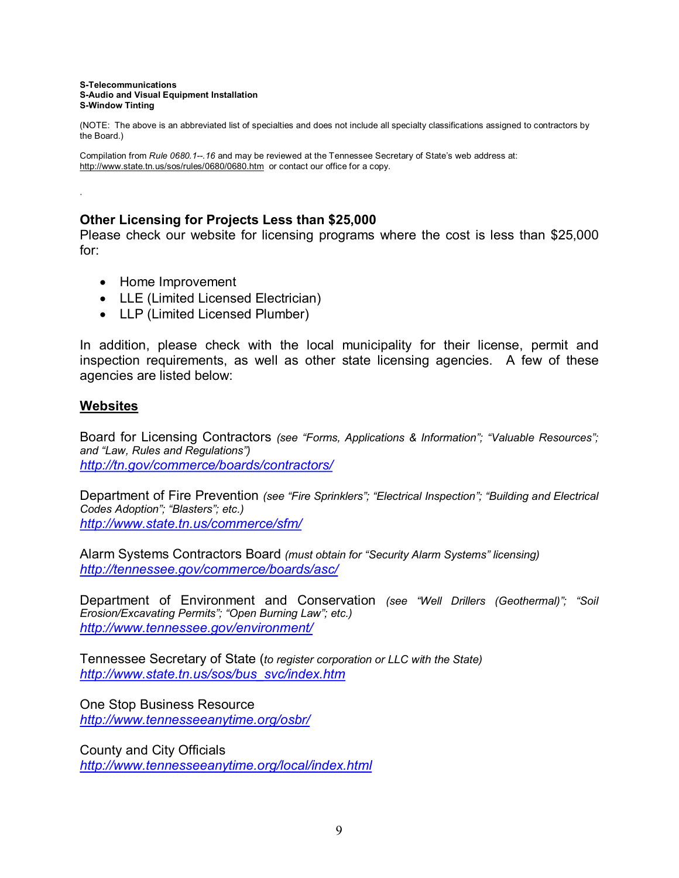**S-Telecommunications**
**S-Audio and Visual Equipment Installation**
**S-Window Tinting**

(NOTE: The above is an abbreviated list of specialties and does not include all specialty classifications assigned to contractors by the Board.)

Compilation from *Rule 0680.1--.16* and may be reviewed at the Tennessee Secretary of State's web address at: http://www.state.tn.us/sos/rules/0680/0680.htm or contact our office for a copy.

.

### Other Licensing for Projects Less than $25,000

Please check our website for licensing programs where the cost is less than $25,000 for:

- Home Improvement
- LLE (Limited Licensed Electrician)
- LLP (Limited Licensed Plumber)

In addition, please check with the local municipality for their license, permit and inspection requirements, as well as other state licensing agencies. A few of these agencies are listed below:

### Websites

Board for Licensing Contractors *(see "Forms, Applications & Information"; "Valuable Resources"; and "Law, Rules and Regulations")*
*http://tn.gov/commerce/boards/contractors/*

Department of Fire Prevention *(see "Fire Sprinklers"; "Electrical Inspection"; "Building and Electrical Codes Adoption"; "Blasters"; etc.)*
*http://www.state.tn.us/commerce/sfm/*

Alarm Systems Contractors Board *(must obtain for "Security Alarm Systems" licensing)*
*http://tennessee.gov/commerce/boards/asc/*

Department of Environment and Conservation *(see "Well Drillers (Geothermal)"; "Soil Erosion/Excavating Permits"; "Open Burning Law"; etc.)*
*http://www.tennessee.gov/environment/*

Tennessee Secretary of State (*to register corporation or LLC with the State*)
*http://www.state.tn.us/sos/bus_svc/index.htm*

One Stop Business Resource
*http://www.tennesseeanytime.org/osbr/*

County and City Officials
*http://www.tennesseeanytime.org/local/index.html*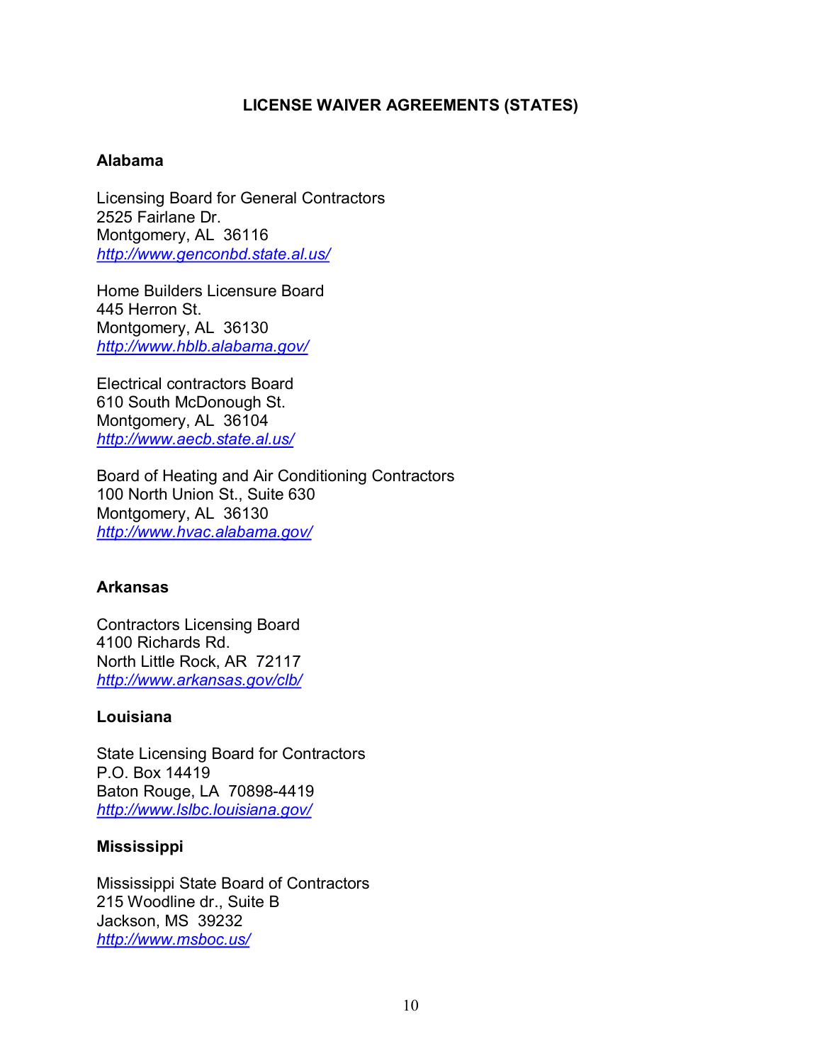# LICENSE WAIVER AGREEMENTS (STATES)

## Alabama

Licensing Board for General Contractors
2525 Fairlane Dr.
Montgomery, AL 36116
http://www.genconbd.state.al.us/

Home Builders Licensure Board
445 Herron St.
Montgomery, AL 36130
http://www.hblb.alabama.gov/

Electrical contractors Board
610 South McDonough St.
Montgomery, AL 36104
http://www.aecb.state.al.us/

Board of Heating and Air Conditioning Contractors
100 North Union St., Suite 630
Montgomery, AL 36130
http://www.hvac.alabama.gov/

## Arkansas

Contractors Licensing Board
4100 Richards Rd.
North Little Rock, AR 72117
http://www.arkansas.gov/clb/

## Louisiana

State Licensing Board for Contractors
P.O. Box 14419
Baton Rouge, LA 70898-4419
http://www.lslbc.louisiana.gov/

## Mississippi

Mississippi State Board of Contractors
215 Woodline dr., Suite B
Jackson, MS 39232
http://www.msboc.us/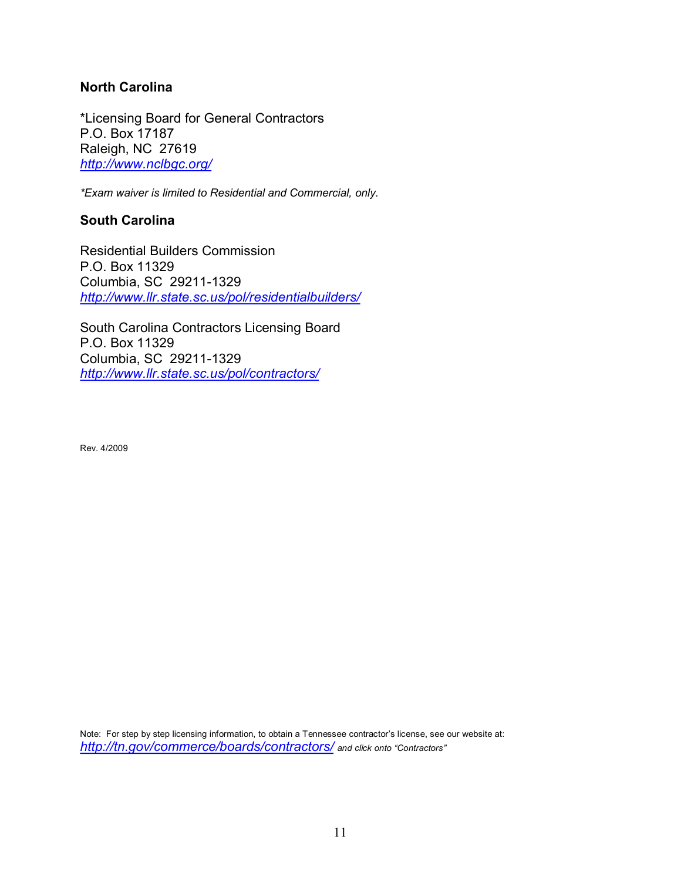### North Carolina

*Licensing Board for General Contractors
P.O. Box 17187
Raleigh, NC 27619
http://www.nclbgc.org/

*\*Exam waiver is limited to Residential and Commercial, only.*

### South Carolina

Residential Builders Commission
P.O. Box 11329
Columbia, SC 29211-1329
http://www.llr.state.sc.us/pol/residentialbuilders/

South Carolina Contractors Licensing Board
P.O. Box 11329
Columbia, SC 29211-1329
http://www.llr.state.sc.us/pol/contractors/

Rev. 4/2009

Note: For step by step licensing information, to obtain a Tennessee contractor's license, see our website at: http://tn.gov/commerce/boards/contractors/ *and click onto "Contractors"*